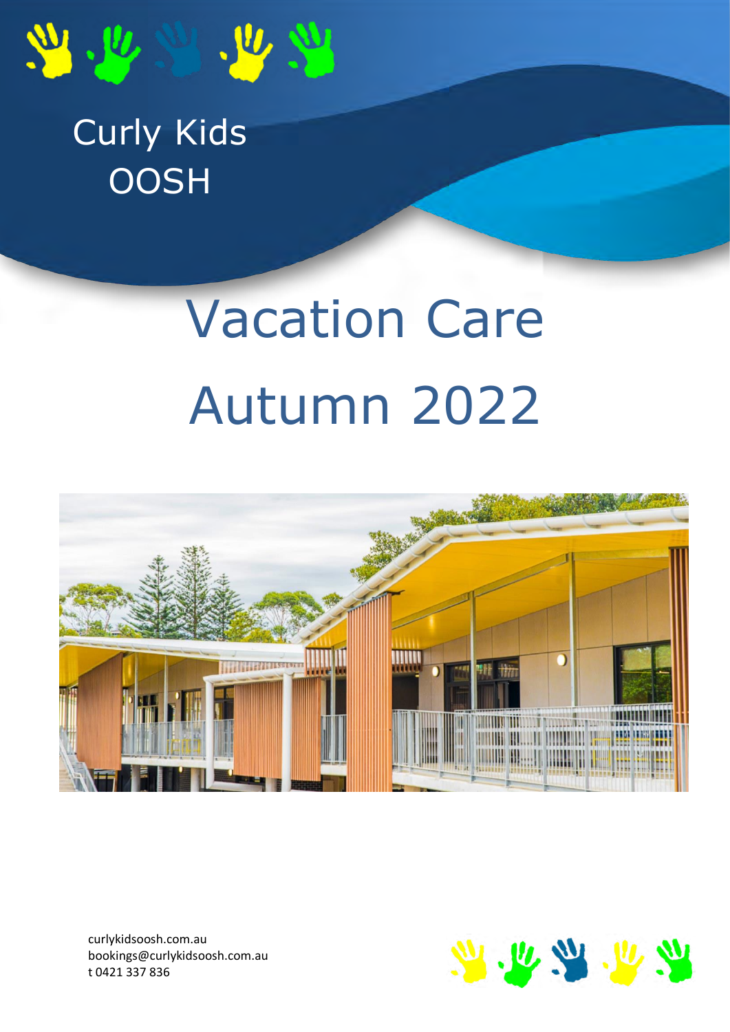Curly Kids
OOSH

# Vacation Care
# Autumn 2022

curlykidsoosh.com.au
bookings@curlykidsoosh.com.au
t 0421 337 836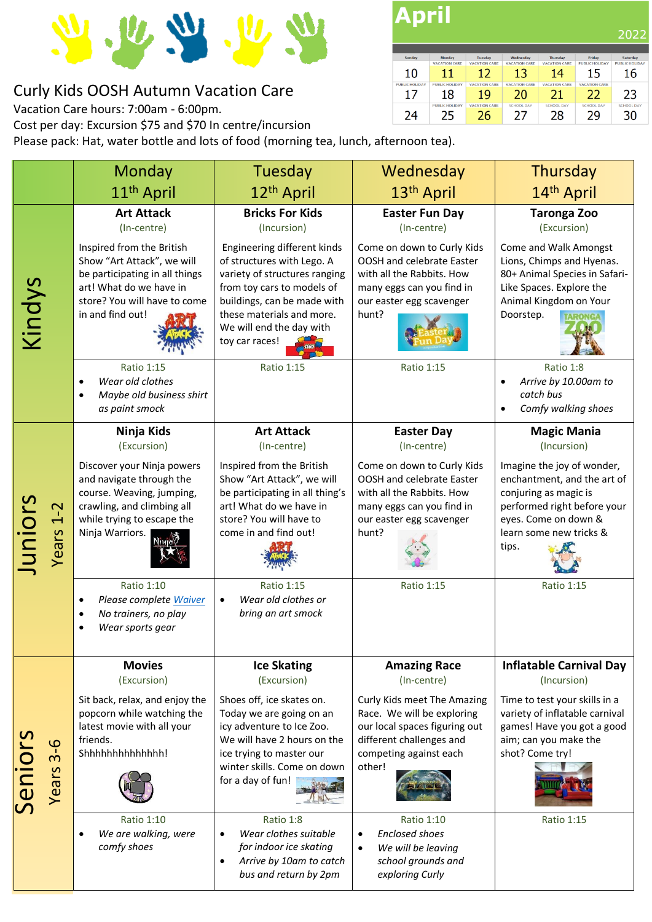# Curly Kids OOSH Autumn Vacation Care

Vacation Care hours: 7:00am - 6:00pm.
Cost per day: Excursion $75 and $70 In centre/incursion
Please pack: Hat, water bottle and lots of food (morning tea, lunch, afternoon tea).

**April 2022**

| Sunday | Monday | Tuesday | Wednesday | Thursday | Friday | Saturday |
|---|---|---|---|---|---|---|
| 10 | VACATION CARE 11 | VACATION CARE 12 | VACATION CARE 13 | VACATION CARE 14 | PUBLIC HOLIDAY 15 | PUBLIC HOLIDAY 16 |
| PUBLIC HOLIDAY 17 | PUBLIC HOLIDAY 18 | VACATION CARE 19 | VACATION CARE 20 | VACATION CARE 21 | VACATION CARE 22 | 23 |
| 24 | PUBLIC HOLIDAY 25 | VACATION CARE 26 | SCHOOL DAY 27 | SCHOOL DAY 28 | SCHOOL DAY 29 | SCHOOL DAY 30 |

| | Monday 11th April | Tuesday 12th April | Wednesday 13th April | Thursday 14th April |
|---|---|---|---|---|
| **Kindys** | **Art Attack** (In-centre) Inspired from the British Show "Art Attack", we will be participating in all things art! What do we have in store? You will have to come in and find out! | **Bricks For Kids** (Incursion) Engineering different kinds of structures with Lego. A variety of structures ranging from toy cars to models of buildings, can be made with these materials and more. We will end the day with toy car races! | **Easter Fun Day** (In-centre) Come on down to Curly Kids OOSH and celebrate Easter with all the Rabbits. How many eggs can you find in our easter egg scavenger hunt? | **Taronga Zoo** (Excursion) Come and Walk Amongst Lions, Chimps and Hyenas. 80+ Animal Species in Safari-Like Spaces. Explore the Animal Kingdom on Your Doorstep. |
| | Ratio 1:15<br>• *Wear old clothes*<br>• *Maybe old business shirt as paint smock* | Ratio 1:15 | Ratio 1:15 | Ratio 1:8<br>• *Arrive by 10.00am to catch bus*<br>• *Comfy walking shoes* |
| **Juniors** Years 1-2 | **Ninja Kids** (Excursion) Discover your Ninja powers and navigate through the course. Weaving, jumping, crawling, and climbing all while trying to escape the Ninja Warriors. | **Art Attack** (In-centre) Inspired from the British Show "Art Attack", we will be participating in all thing's art! What do we have in store? You will have to come in and find out! | **Easter Day** (In-centre) Come on down to Curly Kids OOSH and celebrate Easter with all the Rabbits. How many eggs can you find in our easter egg scavenger hunt? | **Magic Mania** (Incursion) Imagine the joy of wonder, enchantment, and the art of conjuring as magic is performed right before your eyes. Come on down & learn some new tricks & tips. |
| | Ratio 1:10<br>• *Please complete Waiver*<br>• *No trainers, no play*<br>• *Wear sports gear* | Ratio 1:15<br>• *Wear old clothes or bring an art smock* | Ratio 1:15 | Ratio 1:15 |
| **Seniors** Years 3-6 | **Movies** (Excursion) Sit back, relax, and enjoy the popcorn while watching the latest movie with all your friends. Shhhhhhhhhhhhhh! | **Ice Skating** (Excursion) Shoes off, ice skates on. Today we are going on an icy adventure to Ice Zoo. We will have 2 hours on the ice trying to master our winter skills. Come on down for a day of fun! | **Amazing Race** (In-centre) Curly Kids meet The Amazing Race. We will be exploring our local spaces figuring out different challenges and competing against each other! | **Inflatable Carnival Day** (Incursion) Time to test your skills in a variety of inflatable carnival games! Have you got a good aim; can you make the shot? Come try! |
| | Ratio 1:10<br>• *We are walking, were comfy shoes* | Ratio 1:8<br>• *Wear clothes suitable for indoor ice skating*<br>• *Arrive by 10am to catch bus and return by 2pm* | Ratio 1:10<br>• *Enclosed shoes*<br>• *We will be leaving school grounds and exploring Curly* | Ratio 1:15 |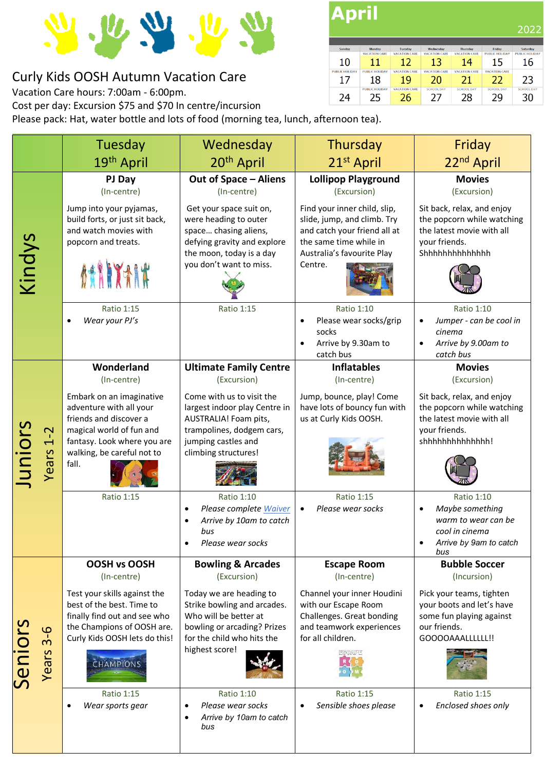Curly Kids OOSH Autumn Vacation Care

Vacation Care hours: 7:00am - 6:00pm.

Cost per day: Excursion $75 and $70 In centre/incursion

Please pack: Hat, water bottle and lots of food (morning tea, lunch, afternoon tea).

**April 2022**

| Sunday | Monday | Tuesday | Wednesday | Thursday | Friday | Saturday |
|---|---|---|---|---|---|---|
| 10 | VACATION CARE 11 | VACATION CARE 12 | VACATION CARE 13 | VACATION CARE 14 | PUBLIC HOLIDAY 15 | PUBLIC HOLIDAY 16 |
| PUBLIC HOLIDAY 17 | PUBLIC HOLIDAY 18 | VACATION CARE 19 | VACATION CARE 20 | VACATION CARE 21 | VACATION CARE 22 | 23 |
| 24 | PUBLIC HOLIDAY 25 | VACATION CARE 26 | SCHOOL DAY 27 | SCHOOL DAY 28 | SCHOOL DAY 29 | SCHOOL DAY 30 |

| | Tuesday 19th April | Wednesday 20th April | Thursday 21st April | Friday 22nd April |
|---|---|---|---|---|
| **Kindys** | **PJ Day** (In-centre) Jump into your pyjamas, build forts, or just sit back, and watch movies with popcorn and treats. | **Out of Space – Aliens** (In-centre) Get your space suit on, were heading to outer space… chasing aliens, defying gravity and explore the moon, today is a day you don't want to miss. | **Lollipop Playground** (Excursion) Find your inner child, slip, slide, jump, and climb. Try and catch your friend all at the same time while in Australia's favourite Play Centre. | **Movies** (Excursion) Sit back, relax, and enjoy the popcorn while watching the latest movie with all your friends. Shhhhhhhhhhhhhh |
| | Ratio 1:15 <br>• *Wear your PJ's* | Ratio 1:15 | Ratio 1:10 <br>• Please wear socks/grip socks <br>• Arrive by 9.30am to catch bus | Ratio 1:10 <br>• *Jumper - can be cool in cinema* <br>• *Arrive by 9.00am to catch bus* |
| **Juniors Years 1-2** | **Wonderland** (In-centre) Embark on an imaginative adventure with all your friends and discover a magical world of fun and fantasy. Look where you are walking, be careful not to fall. | **Ultimate Family Centre** (Excursion) Come with us to visit the largest indoor play Centre in AUSTRALIA! Foam pits, trampolines, dodgem cars, jumping castles and climbing structures! | **Inflatables** (In-centre) Jump, bounce, play! Come have lots of bouncy fun with us at Curly Kids OOSH. | **Movies** (Excursion) Sit back, relax, and enjoy the popcorn while watching the latest movie with all your friends. shhhhhhhhhhhhhh! |
| | Ratio 1:15 | Ratio 1:10 <br>• *Please complete Waiver* <br>• *Arrive by 10am to catch bus* <br>• *Please wear socks* | Ratio 1:15 <br>• *Please wear socks* | Ratio 1:10 <br>• *Maybe something warm to wear can be cool in cinema* <br>• *Arrive by 9am to catch bus* |
| **Seniors Years 3-6** | **OOSH vs OOSH** (In-centre) Test your skills against the best of the best. Time to finally find out and see who the Champions of OOSH are. Curly Kids OOSH lets do this! | **Bowling & Arcades** (Excursion) Today we are heading to Strike bowling and arcades. Who will be better at bowling or arcading? Prizes for the child who hits the highest score! | **Escape Room** (In-centre) Channel your inner Houdini with our Escape Room Challenges. Great bonding and teamwork experiences for all children. | **Bubble Soccer** (Incursion) Pick your teams, tighten your boots and let's have some fun playing against our friends. GOOOOAAALLLLLL!! |
| | Ratio 1:15 <br>• *Wear sports gear* | Ratio 1:10 <br>• *Please wear socks* <br>• *Arrive by 10am to catch bus* | Ratio 1:15 <br>• *Sensible shoes please* | Ratio 1:15 <br>• *Enclosed shoes only* |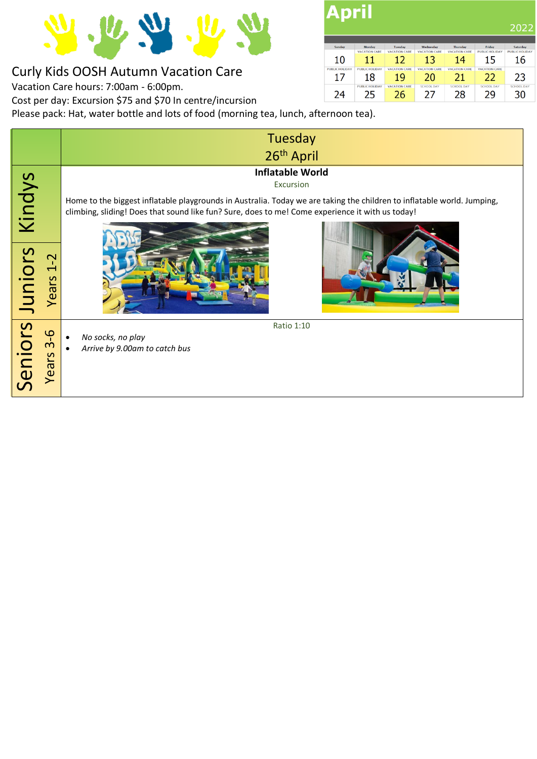Curly Kids OOSH Autumn Vacation Care

Vacation Care hours: 7:00am - 6:00pm.

Cost per day: Excursion $75 and $70 In centre/incursion

Please pack: Hat, water bottle and lots of food (morning tea, lunch, afternoon tea).

**April** 2022

| Sunday | Monday | Tuesday | Wednesday | Thursday | Friday | Saturday |
|---|---|---|---|---|---|---|
| 10 | VACATION CARE 11 | VACATION CARE 12 | VACATION CARE 13 | VACATION CARE 14 | PUBLIC HOLIDAY 15 | PUBLIC HOLIDAY 16 |
| PUBLIC HOLIDAY 17 | PUBLIC HOLIDAY 18 | VACATION CARE 19 | VACATION CARE 20 | VACATION CARE 21 | VACATION CARE 22 | 23 |
| 24 | PUBLIC HOLIDAY 25 | VACATION CARE 26 | SCHOOL DAY 27 | SCHOOL DAY 28 | SCHOOL DAY 29 | SCHOOL DAY 30 |

| | Tuesday 26th April |
|---|---|
| Kindys / Juniors Years 1-2 | **Inflatable World** Excursion<br>Home to the biggest inflatable playgrounds in Australia. Today we are taking the children to inflatable world. Jumping, climbing, sliding! Does that sound like fun? Sure, does to me! Come experience it with us today! |
| Seniors Years 3-6 | Ratio 1:10<br>• *No socks, no play*<br>• *Arrive by 9.00am to catch bus* |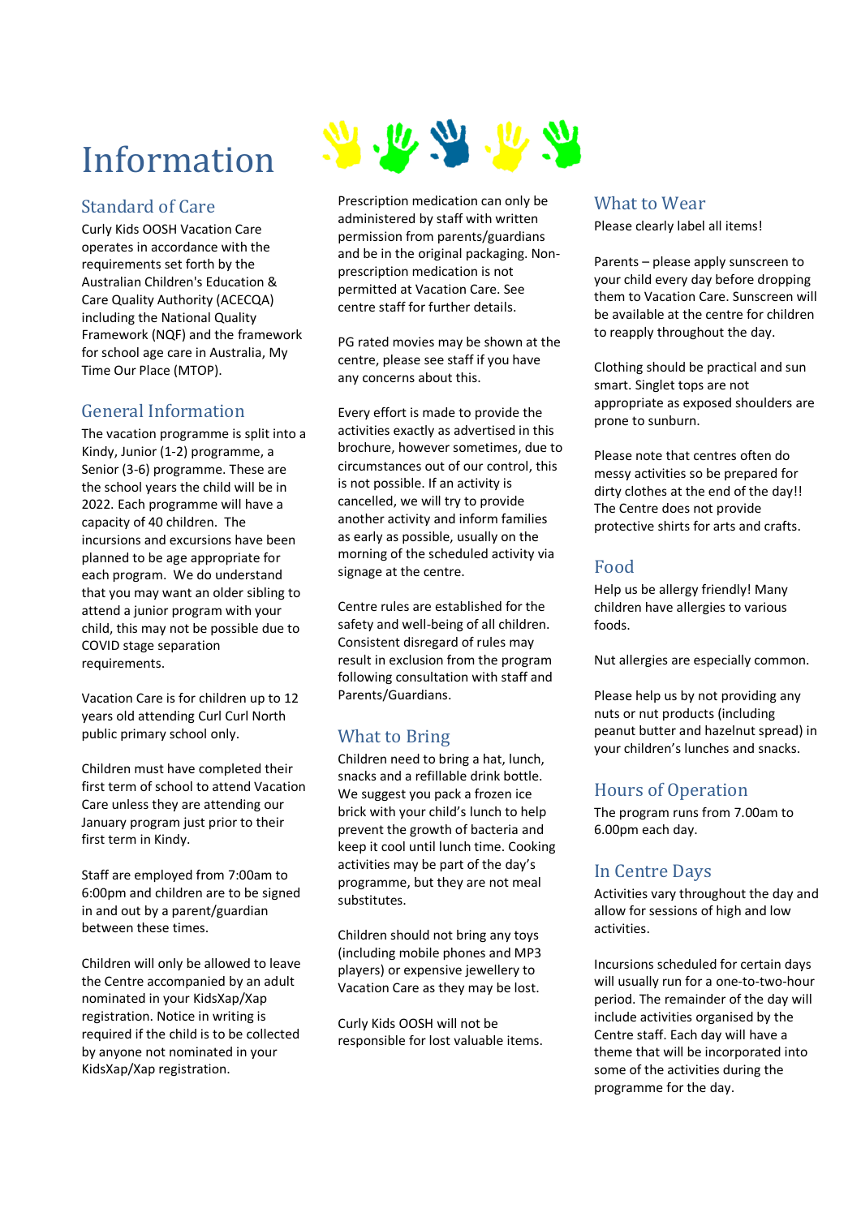# Information

## Standard of Care

Curly Kids OOSH Vacation Care operates in accordance with the requirements set forth by the Australian Children's Education & Care Quality Authority (ACECQA) including the National Quality Framework (NQF) and the framework for school age care in Australia, My Time Our Place (MTOP).

## General Information

The vacation programme is split into a Kindy, Junior (1-2) programme, a Senior (3-6) programme. These are the school years the child will be in 2022. Each programme will have a capacity of 40 children. The incursions and excursions have been planned to be age appropriate for each program. We do understand that you may want an older sibling to attend a junior program with your child, this may not be possible due to COVID stage separation requirements.

Vacation Care is for children up to 12 years old attending Curl Curl North public primary school only.

Children must have completed their first term of school to attend Vacation Care unless they are attending our January program just prior to their first term in Kindy.

Staff are employed from 7:00am to 6:00pm and children are to be signed in and out by a parent/guardian between these times.

Children will only be allowed to leave the Centre accompanied by an adult nominated in your KidsXap/Xap registration. Notice in writing is required if the child is to be collected by anyone not nominated in your KidsXap/Xap registration.

Prescription medication can only be administered by staff with written permission from parents/guardians and be in the original packaging. Non-prescription medication is not permitted at Vacation Care. See centre staff for further details.

PG rated movies may be shown at the centre, please see staff if you have any concerns about this.

Every effort is made to provide the activities exactly as advertised in this brochure, however sometimes, due to circumstances out of our control, this is not possible. If an activity is cancelled, we will try to provide another activity and inform families as early as possible, usually on the morning of the scheduled activity via signage at the centre.

Centre rules are established for the safety and well-being of all children. Consistent disregard of rules may result in exclusion from the program following consultation with staff and Parents/Guardians.

## What to Bring

Children need to bring a hat, lunch, snacks and a refillable drink bottle. We suggest you pack a frozen ice brick with your child's lunch to help prevent the growth of bacteria and keep it cool until lunch time. Cooking activities may be part of the day's programme, but they are not meal substitutes.

Children should not bring any toys (including mobile phones and MP3 players) or expensive jewellery to Vacation Care as they may be lost.

Curly Kids OOSH will not be responsible for lost valuable items.

## What to Wear

Please clearly label all items!

Parents – please apply sunscreen to your child every day before dropping them to Vacation Care. Sunscreen will be available at the centre for children to reapply throughout the day.

Clothing should be practical and sun smart. Singlet tops are not appropriate as exposed shoulders are prone to sunburn.

Please note that centres often do messy activities so be prepared for dirty clothes at the end of the day!! The Centre does not provide protective shirts for arts and crafts.

## Food

Help us be allergy friendly! Many children have allergies to various foods.

Nut allergies are especially common.

Please help us by not providing any nuts or nut products (including peanut butter and hazelnut spread) in your children's lunches and snacks.

## Hours of Operation

The program runs from 7.00am to 6.00pm each day.

## In Centre Days

Activities vary throughout the day and allow for sessions of high and low activities.

Incursions scheduled for certain days will usually run for a one-to-two-hour period. The remainder of the day will include activities organised by the Centre staff. Each day will have a theme that will be incorporated into some of the activities during the programme for the day.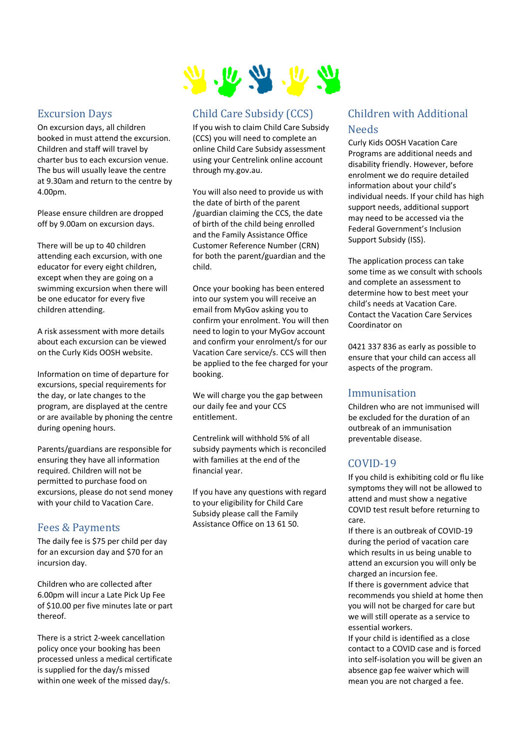## Excursion Days

On excursion days, all children booked in must attend the excursion. Children and staff will travel by charter bus to each excursion venue. The bus will usually leave the centre at 9.30am and return to the centre by 4.00pm.

Please ensure children are dropped off by 9.00am on excursion days.

There will be up to 40 children attending each excursion, with one educator for every eight children, except when they are going on a swimming excursion when there will be one educator for every five children attending.

A risk assessment with more details about each excursion can be viewed on the Curly Kids OOSH website.

Information on time of departure for excursions, special requirements for the day, or late changes to the program, are displayed at the centre or are available by phoning the centre during opening hours.

Parents/guardians are responsible for ensuring they have all information required. Children will not be permitted to purchase food on excursions, please do not send money with your child to Vacation Care.

## Fees & Payments

The daily fee is $75 per child per day for an excursion day and $70 for an incursion day.

Children who are collected after 6.00pm will incur a Late Pick Up Fee of $10.00 per five minutes late or part thereof.

There is a strict 2-week cancellation policy once your booking has been processed unless a medical certificate is supplied for the day/s missed within one week of the missed day/s.

## Child Care Subsidy (CCS)

If you wish to claim Child Care Subsidy (CCS) you will need to complete an online Child Care Subsidy assessment using your Centrelink online account through my.gov.au.

You will also need to provide us with the date of birth of the parent /guardian claiming the CCS, the date of birth of the child being enrolled and the Family Assistance Office Customer Reference Number (CRN) for both the parent/guardian and the child.

Once your booking has been entered into our system you will receive an email from MyGov asking you to confirm your enrolment. You will then need to login to your MyGov account and confirm your enrolment/s for our Vacation Care service/s. CCS will then be applied to the fee charged for your booking.

We will charge you the gap between our daily fee and your CCS entitlement.

Centrelink will withhold 5% of all subsidy payments which is reconciled with families at the end of the financial year.

If you have any questions with regard to your eligibility for Child Care Subsidy please call the Family Assistance Office on 13 61 50.

## Children with Additional Needs

Curly Kids OOSH Vacation Care Programs are additional needs and disability friendly. However, before enrolment we do require detailed information about your child's individual needs. If your child has high support needs, additional support may need to be accessed via the Federal Government's Inclusion Support Subsidy (ISS).

The application process can take some time as we consult with schools and complete an assessment to determine how to best meet your child's needs at Vacation Care. Contact the Vacation Care Services Coordinator on

0421 337 836 as early as possible to ensure that your child can access all aspects of the program.

## Immunisation

Children who are not immunised will be excluded for the duration of an outbreak of an immunisation preventable disease.

## COVID-19

If you child is exhibiting cold or flu like symptoms they will not be allowed to attend and must show a negative COVID test result before returning to care.

If there is an outbreak of COVID-19 during the period of vacation care which results in us being unable to attend an excursion you will only be charged an incursion fee.

If there is government advice that recommends you shield at home then you will not be charged for care but we will still operate as a service to essential workers.

If your child is identified as a close contact to a COVID case and is forced into self-isolation you will be given an absence gap fee waiver which will mean you are not charged a fee.